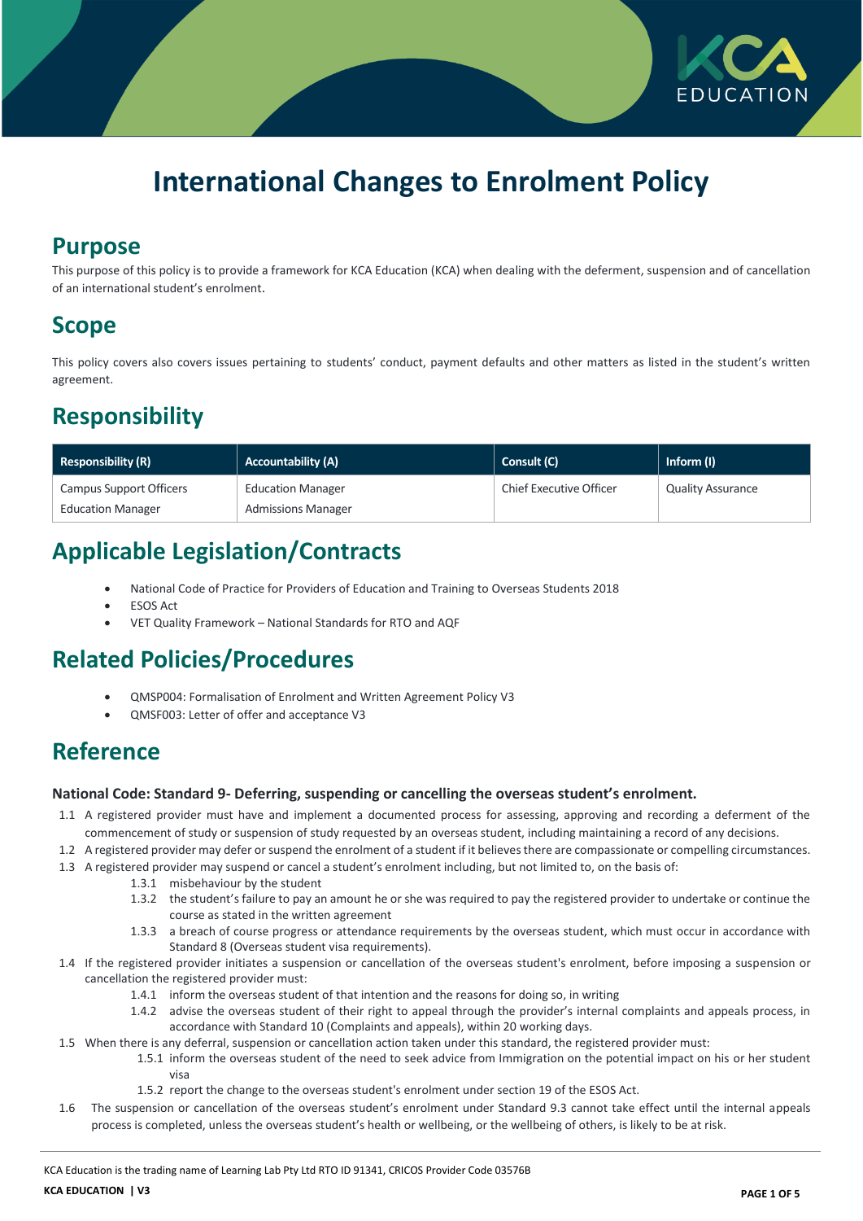# International Changes to Enrolment Policy

## Purpose

This purpose of this policy is to provide a framework for KCA Education (KCA) when dealing with the deferment, suspension and of cancellation of an international student's enrolment.

## Scope

This policy covers also covers issues pertaining to students' conduct, payment defaults and other matters as listed in the student's written agreement.

## Responsibility

| Responsibility (R) | Accountability (A) | Consult (C) | Inform (I) |
|---|---|---|---|
| Campus Support Officers<br>Education Manager | Education Manager<br>Admissions Manager | Chief Executive Officer | Quality Assurance |

## Applicable Legislation/Contracts

- National Code of Practice for Providers of Education and Training to Overseas Students 2018
- ESOS Act
- VET Quality Framework – National Standards for RTO and AQF

## Related Policies/Procedures

- QMSP004: Formalisation of Enrolment and Written Agreement Policy V3
- QMSF003: Letter of offer and acceptance V3

## Reference

**National Code: Standard 9- Deferring, suspending or cancelling the overseas student's enrolment.**

1.1 A registered provider must have and implement a documented process for assessing, approving and recording a deferment of the commencement of study or suspension of study requested by an overseas student, including maintaining a record of any decisions.

1.2 A registered provider may defer or suspend the enrolment of a student if it believes there are compassionate or compelling circumstances.

1.3 A registered provider may suspend or cancel a student's enrolment including, but not limited to, on the basis of:

- 1.3.1 misbehaviour by the student
- 1.3.2 the student's failure to pay an amount he or she was required to pay the registered provider to undertake or continue the course as stated in the written agreement
- 1.3.3 a breach of course progress or attendance requirements by the overseas student, which must occur in accordance with Standard 8 (Overseas student visa requirements).

1.4 If the registered provider initiates a suspension or cancellation of the overseas student's enrolment, before imposing a suspension or cancellation the registered provider must:

- 1.4.1 inform the overseas student of that intention and the reasons for doing so, in writing
- 1.4.2 advise the overseas student of their right to appeal through the provider's internal complaints and appeals process, in accordance with Standard 10 (Complaints and appeals), within 20 working days.

1.5 When there is any deferral, suspension or cancellation action taken under this standard, the registered provider must:

- 1.5.1 inform the overseas student of the need to seek advice from Immigration on the potential impact on his or her student visa
- 1.5.2 report the change to the overseas student's enrolment under section 19 of the ESOS Act.

1.6 The suspension or cancellation of the overseas student's enrolment under Standard 9.3 cannot take effect until the internal appeals process is completed, unless the overseas student's health or wellbeing, or the wellbeing of others, is likely to be at risk.

KCA Education is the trading name of Learning Lab Pty Ltd RTO ID 91341, CRICOS Provider Code 03576B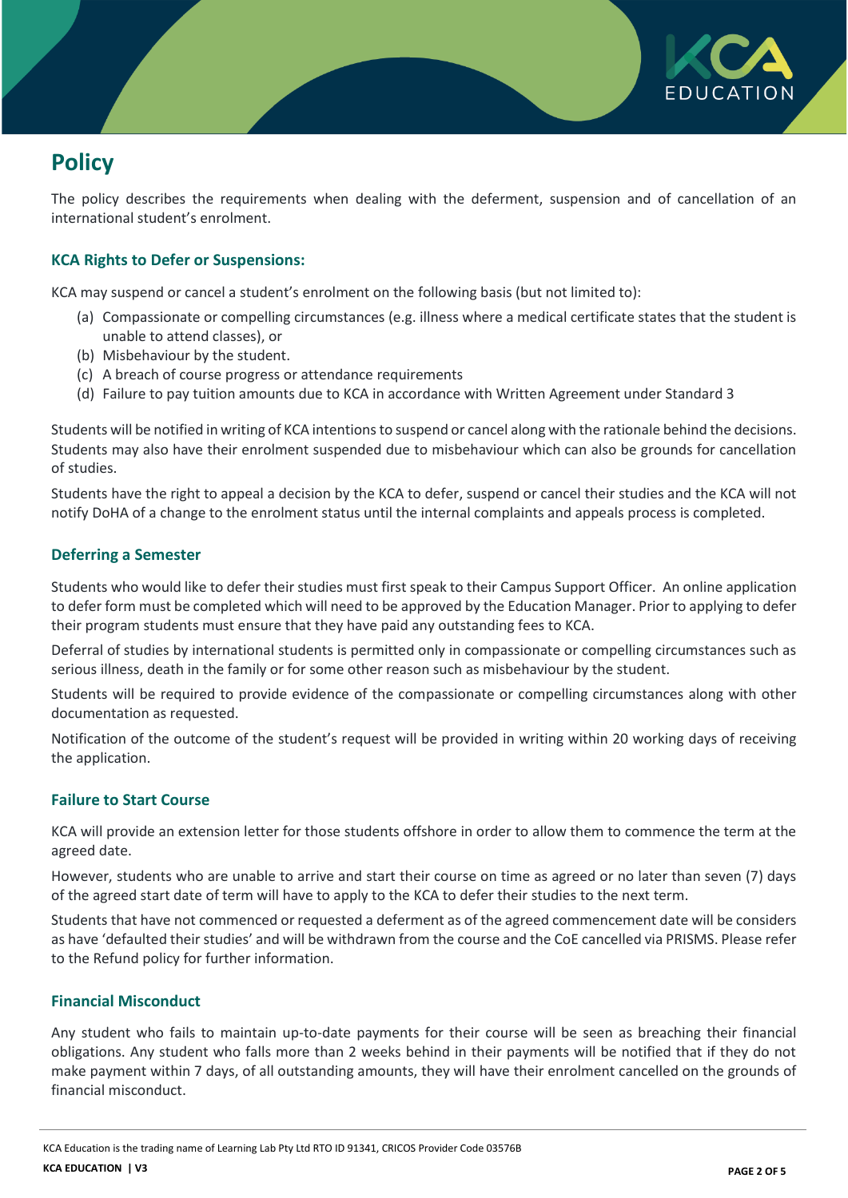# Policy

The policy describes the requirements when dealing with the deferment, suspension and of cancellation of an international student's enrolment.

### KCA Rights to Defer or Suspensions:

KCA may suspend or cancel a student's enrolment on the following basis (but not limited to):

(a) Compassionate or compelling circumstances (e.g. illness where a medical certificate states that the student is unable to attend classes), or
(b) Misbehaviour by the student.
(c) A breach of course progress or attendance requirements
(d) Failure to pay tuition amounts due to KCA in accordance with Written Agreement under Standard 3

Students will be notified in writing of KCA intentions to suspend or cancel along with the rationale behind the decisions. Students may also have their enrolment suspended due to misbehaviour which can also be grounds for cancellation of studies.

Students have the right to appeal a decision by the KCA to defer, suspend or cancel their studies and the KCA will not notify DoHA of a change to the enrolment status until the internal complaints and appeals process is completed.

### Deferring a Semester

Students who would like to defer their studies must first speak to their Campus Support Officer. An online application to defer form must be completed which will need to be approved by the Education Manager. Prior to applying to defer their program students must ensure that they have paid any outstanding fees to KCA.

Deferral of studies by international students is permitted only in compassionate or compelling circumstances such as serious illness, death in the family or for some other reason such as misbehaviour by the student.

Students will be required to provide evidence of the compassionate or compelling circumstances along with other documentation as requested.

Notification of the outcome of the student's request will be provided in writing within 20 working days of receiving the application.

### Failure to Start Course

KCA will provide an extension letter for those students offshore in order to allow them to commence the term at the agreed date.

However, students who are unable to arrive and start their course on time as agreed or no later than seven (7) days of the agreed start date of term will have to apply to the KCA to defer their studies to the next term.

Students that have not commenced or requested a deferment as of the agreed commencement date will be considers as have 'defaulted their studies' and will be withdrawn from the course and the CoE cancelled via PRISMS. Please refer to the Refund policy for further information.

### Financial Misconduct

Any student who fails to maintain up-to-date payments for their course will be seen as breaching their financial obligations. Any student who falls more than 2 weeks behind in their payments will be notified that if they do not make payment within 7 days, of all outstanding amounts, they will have their enrolment cancelled on the grounds of financial misconduct.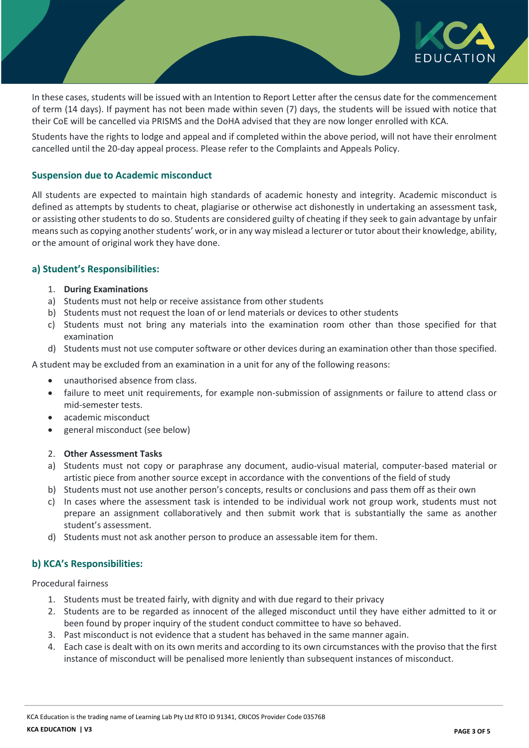In these cases, students will be issued with an Intention to Report Letter after the census date for the commencement of term (14 days). If payment has not been made within seven (7) days, the students will be issued with notice that their CoE will be cancelled via PRISMS and the DoHA advised that they are now longer enrolled with KCA.

Students have the rights to lodge and appeal and if completed within the above period, will not have their enrolment cancelled until the 20-day appeal process. Please refer to the Complaints and Appeals Policy.

### Suspension due to Academic misconduct

All students are expected to maintain high standards of academic honesty and integrity. Academic misconduct is defined as attempts by students to cheat, plagiarise or otherwise act dishonestly in undertaking an assessment task, or assisting other students to do so. Students are considered guilty of cheating if they seek to gain advantage by unfair means such as copying another students' work, or in any way mislead a lecturer or tutor about their knowledge, ability, or the amount of original work they have done.

### a) Student's Responsibilities:

1. **During Examinations**

a) Students must not help or receive assistance from other students
b) Students must not request the loan of or lend materials or devices to other students
c) Students must not bring any materials into the examination room other than those specified for that examination
d) Students must not use computer software or other devices during an examination other than those specified.

A student may be excluded from an examination in a unit for any of the following reasons:

- unauthorised absence from class.
- failure to meet unit requirements, for example non-submission of assignments or failure to attend class or mid-semester tests.
- academic misconduct
- general misconduct (see below)

2. **Other Assessment Tasks**

a) Students must not copy or paraphrase any document, audio-visual material, computer-based material or artistic piece from another source except in accordance with the conventions of the field of study
b) Students must not use another person's concepts, results or conclusions and pass them off as their own
c) In cases where the assessment task is intended to be individual work not group work, students must not prepare an assignment collaboratively and then submit work that is substantially the same as another student's assessment.
d) Students must not ask another person to produce an assessable item for them.

### b) KCA's Responsibilities:

Procedural fairness

1. Students must be treated fairly, with dignity and with due regard to their privacy
2. Students are to be regarded as innocent of the alleged misconduct until they have either admitted to it or been found by proper inquiry of the student conduct committee to have so behaved.
3. Past misconduct is not evidence that a student has behaved in the same manner again.
4. Each case is dealt with on its own merits and according to its own circumstances with the proviso that the first instance of misconduct will be penalised more leniently than subsequent instances of misconduct.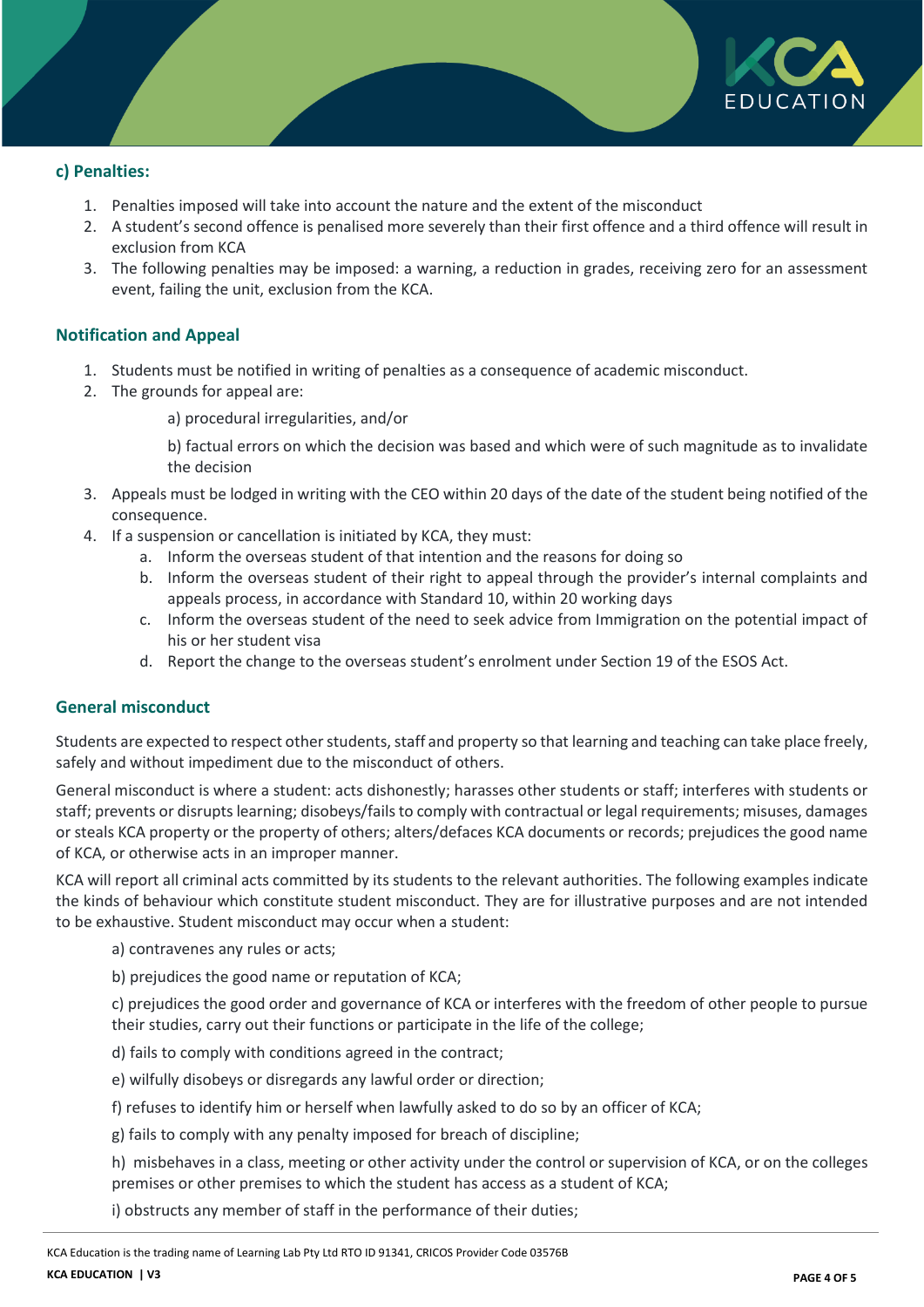### c) Penalties:

1. Penalties imposed will take into account the nature and the extent of the misconduct
2. A student's second offence is penalised more severely than their first offence and a third offence will result in exclusion from KCA
3. The following penalties may be imposed: a warning, a reduction in grades, receiving zero for an assessment event, failing the unit, exclusion from the KCA.

### Notification and Appeal

1. Students must be notified in writing of penalties as a consequence of academic misconduct.
2. The grounds for appeal are:

   a) procedural irregularities, and/or

   b) factual errors on which the decision was based and which were of such magnitude as to invalidate the decision

3. Appeals must be lodged in writing with the CEO within 20 days of the date of the student being notified of the consequence.
4. If a suspension or cancellation is initiated by KCA, they must:
   a. Inform the overseas student of that intention and the reasons for doing so
   b. Inform the overseas student of their right to appeal through the provider's internal complaints and appeals process, in accordance with Standard 10, within 20 working days
   c. Inform the overseas student of the need to seek advice from Immigration on the potential impact of his or her student visa
   d. Report the change to the overseas student's enrolment under Section 19 of the ESOS Act.

### General misconduct

Students are expected to respect other students, staff and property so that learning and teaching can take place freely, safely and without impediment due to the misconduct of others.

General misconduct is where a student: acts dishonestly; harasses other students or staff; interferes with students or staff; prevents or disrupts learning; disobeys/fails to comply with contractual or legal requirements; misuses, damages or steals KCA property or the property of others; alters/defaces KCA documents or records; prejudices the good name of KCA, or otherwise acts in an improper manner.

KCA will report all criminal acts committed by its students to the relevant authorities. The following examples indicate the kinds of behaviour which constitute student misconduct. They are for illustrative purposes and are not intended to be exhaustive. Student misconduct may occur when a student:

a) contravenes any rules or acts;

b) prejudices the good name or reputation of KCA;

c) prejudices the good order and governance of KCA or interferes with the freedom of other people to pursue their studies, carry out their functions or participate in the life of the college;

d) fails to comply with conditions agreed in the contract;

e) wilfully disobeys or disregards any lawful order or direction;

f) refuses to identify him or herself when lawfully asked to do so by an officer of KCA;

g) fails to comply with any penalty imposed for breach of discipline;

h) misbehaves in a class, meeting or other activity under the control or supervision of KCA, or on the colleges premises or other premises to which the student has access as a student of KCA;

i) obstructs any member of staff in the performance of their duties;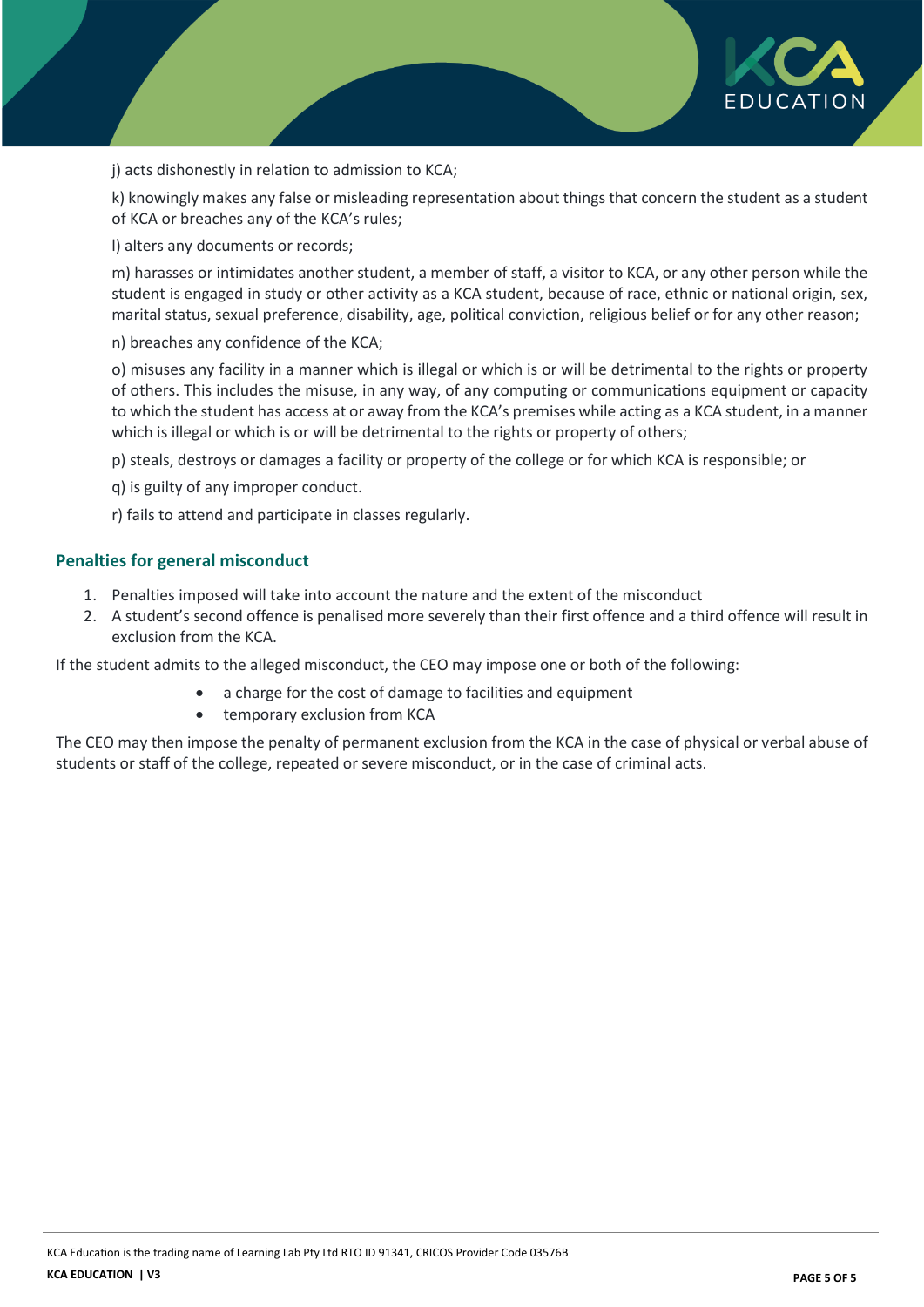j) acts dishonestly in relation to admission to KCA;

k) knowingly makes any false or misleading representation about things that concern the student as a student of KCA or breaches any of the KCA's rules;

l) alters any documents or records;

m) harasses or intimidates another student, a member of staff, a visitor to KCA, or any other person while the student is engaged in study or other activity as a KCA student, because of race, ethnic or national origin, sex, marital status, sexual preference, disability, age, political conviction, religious belief or for any other reason;

n) breaches any confidence of the KCA;

o) misuses any facility in a manner which is illegal or which is or will be detrimental to the rights or property of others. This includes the misuse, in any way, of any computing or communications equipment or capacity to which the student has access at or away from the KCA's premises while acting as a KCA student, in a manner which is illegal or which is or will be detrimental to the rights or property of others;

p) steals, destroys or damages a facility or property of the college or for which KCA is responsible; or

q) is guilty of any improper conduct.

r) fails to attend and participate in classes regularly.

### Penalties for general misconduct

1. Penalties imposed will take into account the nature and the extent of the misconduct
2. A student's second offence is penalised more severely than their first offence and a third offence will result in exclusion from the KCA.

If the student admits to the alleged misconduct, the CEO may impose one or both of the following:

- a charge for the cost of damage to facilities and equipment
- temporary exclusion from KCA

The CEO may then impose the penalty of permanent exclusion from the KCA in the case of physical or verbal abuse of students or staff of the college, repeated or severe misconduct, or in the case of criminal acts.